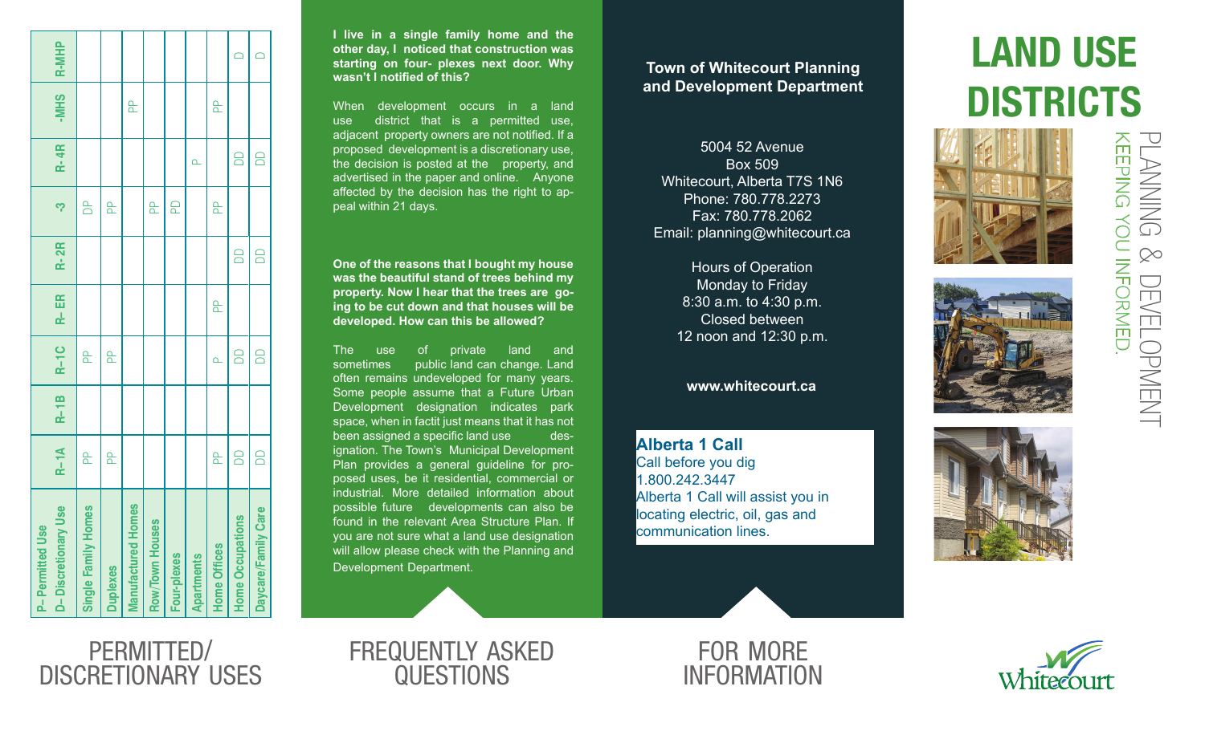## PERMITTED/ DISCRETIONARY USES

| P– Permitted Use<br>D– Discretionary Use | R–1A | R–1B | R–1C | R- ER | R- 2R | -3 | R- 4R | -MHS | R-MHP |
|---|---|---|---|---|---|---|---|---|---|
| Single Family Homes | PP | | PP | | | DP | | | |
| Duplexes | PP | | PP | | | PP | | | |
| Manufactured Homes | | | | | | | | PP | |
| Row/Town Houses | | | | | | PP | | | |
| Four-plexes | | | | | | PD | | | |
| Apartments | | | | | | | P | | |
| Home Offices | PP | | P | PP | | PP | | PP | |
| Home Occupations | DD | | DD | | DD | | DD | | D |
| Daycare/Family Care | DD | | DD | | DD | | DD | | D |

## FREQUENTLY ASKED QUESTIONS

**I live in a single family home and the other day, I noticed that construction was starting on four- plexes next door. Why wasn't I notified of this?**

When development occurs in a land use district that is a permitted use, adjacent property owners are not notified. If a proposed development is a discretionary use, the decision is posted at the property, and advertised in the paper and online. Anyone affected by the decision has the right to appeal within 21 days.

**One of the reasons that I bought my house was the beautiful stand of trees behind my property. Now I hear that the trees are going to be cut down and that houses will be developed. How can this be allowed?**

The use of private land and sometimes public land can change. Land often remains undeveloped for many years. Some people assume that a Future Urban Development designation indicates park space, when in factit just means that it has not been assigned a specific land use designation. The Town's Municipal Development Plan provides a general guideline for proposed uses, be it residential, commercial or industrial. More detailed information about possible future developments can also be found in the relevant Area Structure Plan. If you are not sure what a land use designation will allow please check with the Planning and Development Department.

## FOR MORE INFORMATION

**Town of Whitecourt Planning and Development Department**

5004 52 Avenue
Box 509
Whitecourt, Alberta T7S 1N6
Phone: 780.778.2273
Fax: 780.778.2062
Email: planning@whitecourt.ca

Hours of Operation
Monday to Friday
8:30 a.m. to 4:30 p.m.
Closed between
12 noon and 12:30 p.m.

**www.whitecourt.ca**

**Alberta 1 Call**
Call before you dig
1.800.242.3447
Alberta 1 Call will assist you in locating electric, oil, gas and communication lines.

# LAND USE DISTRICTS

PLANNING & DEVELOPMENT

KEEPING YOU INFORMED.

Whitecourt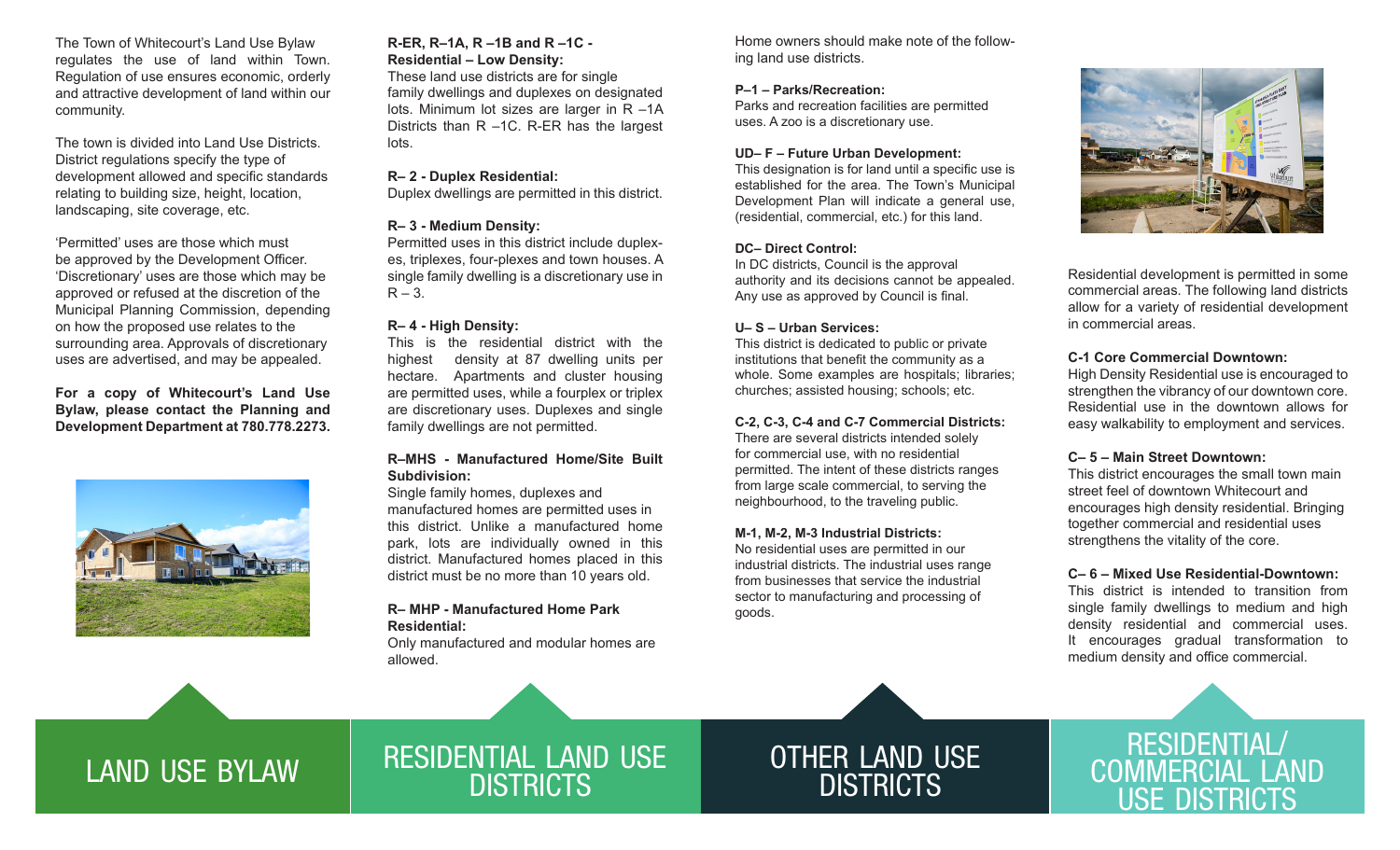# LAND USE BYLAW

The Town of Whitecourt's Land Use Bylaw regulates the use of land within Town. Regulation of use ensures economic, orderly and attractive development of land within our community.

The town is divided into Land Use Districts. District regulations specify the type of development allowed and specific standards relating to building size, height, location, landscaping, site coverage, etc.

'Permitted' uses are those which must be approved by the Development Officer. 'Discretionary' uses are those which may be approved or refused at the discretion of the Municipal Planning Commission, depending on how the proposed use relates to the surrounding area. Approvals of discretionary uses are advertised, and may be appealed.

**For a copy of Whitecourt's Land Use Bylaw, please contact the Planning and Development Department at 780.778.2273.**

# RESIDENTIAL LAND USE DISTRICTS

**R-ER, R–1A, R –1B and R –1C - Residential – Low Density:**
These land use districts are for single family dwellings and duplexes on designated lots. Minimum lot sizes are larger in R –1A Districts than R –1C. R-ER has the largest lots.

**R– 2 - Duplex Residential:**
Duplex dwellings are permitted in this district.

**R– 3 - Medium Density:**
Permitted uses in this district include duplexes, triplexes, four-plexes and town houses. A single family dwelling is a discretionary use in R – 3.

**R– 4 - High Density:**
This is the residential district with the highest density at 87 dwelling units per hectare. Apartments and cluster housing are permitted uses, while a fourplex or triplex are discretionary uses. Duplexes and single family dwellings are not permitted.

**R–MHS - Manufactured Home/Site Built Subdivision:**
Single family homes, duplexes and manufactured homes are permitted uses in this district. Unlike a manufactured home park, lots are individually owned in this district. Manufactured homes placed in this district must be no more than 10 years old.

**R– MHP - Manufactured Home Park Residential:**
Only manufactured and modular homes are allowed.

# OTHER LAND USE DISTRICTS

Home owners should make note of the following land use districts.

**P–1 – Parks/Recreation:**
Parks and recreation facilities are permitted uses. A zoo is a discretionary use.

**UD– F – Future Urban Development:**
This designation is for land until a specific use is established for the area. The Town's Municipal Development Plan will indicate a general use, (residential, commercial, etc.) for this land.

**DC– Direct Control:**
In DC districts, Council is the approval authority and its decisions cannot be appealed. Any use as approved by Council is final.

**U– S – Urban Services:**
This district is dedicated to public or private institutions that benefit the community as a whole. Some examples are hospitals; libraries; churches; assisted housing; schools; etc.

**C-2, C-3, C-4 and C-7 Commercial Districts:**
There are several districts intended solely for commercial use, with no residential permitted. The intent of these districts ranges from large scale commercial, to serving the neighbourhood, to the traveling public.

**M-1, M-2, M-3 Industrial Districts:**
No residential uses are permitted in our industrial districts. The industrial uses range from businesses that service the industrial sector to manufacturing and processing of goods.

# RESIDENTIAL/ COMMERCIAL LAND USE DISTRICTS

Residential development is permitted in some commercial areas. The following land districts allow for a variety of residential development in commercial areas.

**C-1 Core Commercial Downtown:**
High Density Residential use is encouraged to strengthen the vibrancy of our downtown core. Residential use in the downtown allows for easy walkability to employment and services.

**C– 5 – Main Street Downtown:**
This district encourages the small town main street feel of downtown Whitecourt and encourages high density residential. Bringing together commercial and residential uses strengthens the vitality of the core.

**C– 6 – Mixed Use Residential-Downtown:**
This district is intended to transition from single family dwellings to medium and high density residential and commercial uses. It encourages gradual transformation to medium density and office commercial.